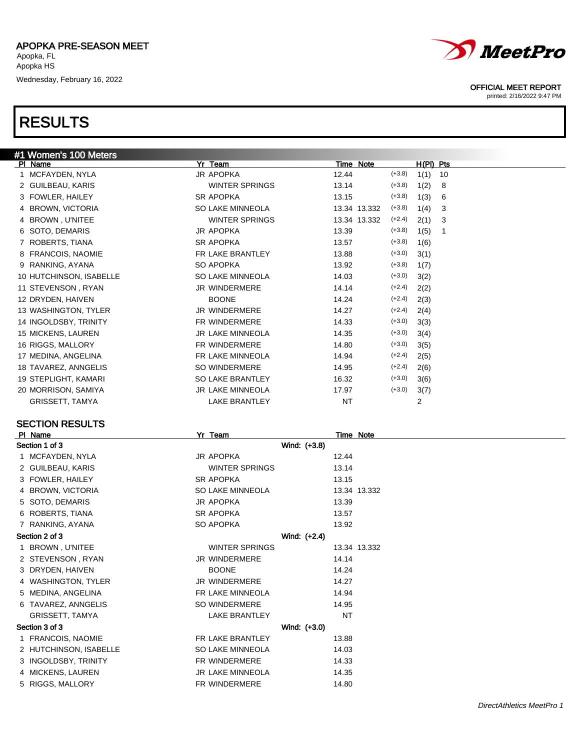**APOPKA PRE-SEASON MEET**
Apopka, FL
Apopka HS
Wednesday, February 16, 2022

OFFICIAL MEET REPORT
printed: 2/16/2022 9:47 PM

# RESULTS

## #1 Women's 100 Meters

| Pl | Name | Yr | Team | Time | Note | Wind | H(Pl) | Pts |
|---|---|---|---|---|---|---|---|---|
| 1 | MCFAYDEN, NYLA | JR | APOPKA | 12.44 | | (+3.8) | 1(1) | 10 |
| 2 | GUILBEAU, KARIS | | WINTER SPRINGS | 13.14 | | (+3.8) | 1(2) | 8 |
| 3 | FOWLER, HAILEY | SR | APOPKA | 13.15 | | (+3.8) | 1(3) | 6 |
| 4 | BROWN, VICTORIA | SO | LAKE MINNEOLA | 13.34 | 13.332 | (+3.8) | 1(4) | 3 |
| 4 | BROWN , U'NITEE | | WINTER SPRINGS | 13.34 | 13.332 | (+2.4) | 2(1) | 3 |
| 6 | SOTO, DEMARIS | JR | APOPKA | 13.39 | | (+3.8) | 1(5) | 1 |
| 7 | ROBERTS, TIANA | SR | APOPKA | 13.57 | | (+3.8) | 1(6) | |
| 8 | FRANCOIS, NAOMIE | FR | LAKE BRANTLEY | 13.88 | | (+3.0) | 3(1) | |
| 9 | RANKING, AYANA | SO | APOPKA | 13.92 | | (+3.8) | 1(7) | |
| 10 | HUTCHINSON, ISABELLE | SO | LAKE MINNEOLA | 14.03 | | (+3.0) | 3(2) | |
| 11 | STEVENSON , RYAN | JR | WINDERMERE | 14.14 | | (+2.4) | 2(2) | |
| 12 | DRYDEN, HAIVEN | | BOONE | 14.24 | | (+2.4) | 2(3) | |
| 13 | WASHINGTON, TYLER | JR | WINDERMERE | 14.27 | | (+2.4) | 2(4) | |
| 14 | INGOLDSBY, TRINITY | FR | WINDERMERE | 14.33 | | (+3.0) | 3(3) | |
| 15 | MICKENS, LAUREN | JR | LAKE MINNEOLA | 14.35 | | (+3.0) | 3(4) | |
| 16 | RIGGS, MALLORY | FR | WINDERMERE | 14.80 | | (+3.0) | 3(5) | |
| 17 | MEDINA, ANGELINA | FR | LAKE MINNEOLA | 14.94 | | (+2.4) | 2(5) | |
| 18 | TAVAREZ, ANNGELIS | SO | WINDERMERE | 14.95 | | (+2.4) | 2(6) | |
| 19 | STEPLIGHT, KAMARI | SO | LAKE BRANTLEY | 16.32 | | (+3.0) | 3(6) | |
| 20 | MORRISON, SAMIYA | JR | LAKE MINNEOLA | 17.97 | | (+3.0) | 3(7) | |
| | GRISSETT, TAMYA | | LAKE BRANTLEY | NT | | | 2 | |

### SECTION RESULTS

| Pl | Name | Yr | Team | Time | Note |
|---|---|---|---|---|---|
| **Section 1 of 3** | | | Wind: (+3.8) | | |
| 1 | MCFAYDEN, NYLA | JR | APOPKA | 12.44 | |
| 2 | GUILBEAU, KARIS | | WINTER SPRINGS | 13.14 | |
| 3 | FOWLER, HAILEY | SR | APOPKA | 13.15 | |
| 4 | BROWN, VICTORIA | SO | LAKE MINNEOLA | 13.34 | 13.332 |
| 5 | SOTO, DEMARIS | JR | APOPKA | 13.39 | |
| 6 | ROBERTS, TIANA | SR | APOPKA | 13.57 | |
| 7 | RANKING, AYANA | SO | APOPKA | 13.92 | |
| **Section 2 of 3** | | | Wind: (+2.4) | | |
| 1 | BROWN , U'NITEE | | WINTER SPRINGS | 13.34 | 13.332 |
| 2 | STEVENSON , RYAN | JR | WINDERMERE | 14.14 | |
| 3 | DRYDEN, HAIVEN | | BOONE | 14.24 | |
| 4 | WASHINGTON, TYLER | JR | WINDERMERE | 14.27 | |
| 5 | MEDINA, ANGELINA | FR | LAKE MINNEOLA | 14.94 | |
| 6 | TAVAREZ, ANNGELIS | SO | WINDERMERE | 14.95 | |
| | GRISSETT, TAMYA | | LAKE BRANTLEY | NT | |
| **Section 3 of 3** | | | Wind: (+3.0) | | |
| 1 | FRANCOIS, NAOMIE | FR | LAKE BRANTLEY | 13.88 | |
| 2 | HUTCHINSON, ISABELLE | SO | LAKE MINNEOLA | 14.03 | |
| 3 | INGOLDSBY, TRINITY | FR | WINDERMERE | 14.33 | |
| 4 | MICKENS, LAUREN | JR | LAKE MINNEOLA | 14.35 | |
| 5 | RIGGS, MALLORY | FR | WINDERMERE | 14.80 | |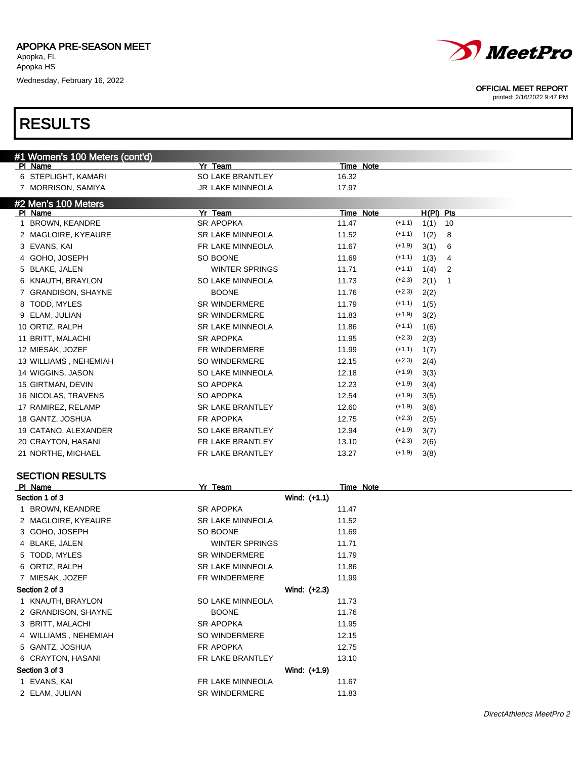# APOPKA PRE-SEASON MEET

Apopka, FL
Apopka HS
Wednesday, February 16, 2022

OFFICIAL MEET REPORT
printed: 2/16/2022 9:47 PM

# RESULTS

## #1 Women's 100 Meters (cont'd)

| Pl | Name | Yr | Team | Time | Note |
|---|---|---|---|---|---|
| 6 | STEPLIGHT, KAMARI | SO | LAKE BRANTLEY | 16.32 | |
| 7 | MORRISON, SAMIYA | JR | LAKE MINNEOLA | 17.97 | |

## #2 Men's 100 Meters

| Pl | Name | Yr | Team | Time | Note | Wind | H(Pl) | Pts |
|---|---|---|---|---|---|---|---|---|
| 1 | BROWN, KEANDRE | SR | APOPKA | 11.47 | | (+1.1) | 1(1) | 10 |
| 2 | MAGLOIRE, KYEAURE | SR | LAKE MINNEOLA | 11.52 | | (+1.1) | 1(2) | 8 |
| 3 | EVANS, KAI | FR | LAKE MINNEOLA | 11.67 | | (+1.9) | 3(1) | 6 |
| 4 | GOHO, JOSEPH | SO | BOONE | 11.69 | | (+1.1) | 1(3) | 4 |
| 5 | BLAKE, JALEN | | WINTER SPRINGS | 11.71 | | (+1.1) | 1(4) | 2 |
| 6 | KNAUTH, BRAYLON | SO | LAKE MINNEOLA | 11.73 | | (+2.3) | 2(1) | 1 |
| 7 | GRANDISON, SHAYNE | | BOONE | 11.76 | | (+2.3) | 2(2) | |
| 8 | TODD, MYLES | SR | WINDERMERE | 11.79 | | (+1.1) | 1(5) | |
| 9 | ELAM, JULIAN | SR | WINDERMERE | 11.83 | | (+1.9) | 3(2) | |
| 10 | ORTIZ, RALPH | SR | LAKE MINNEOLA | 11.86 | | (+1.1) | 1(6) | |
| 11 | BRITT, MALACHI | SR | APOPKA | 11.95 | | (+2.3) | 2(3) | |
| 12 | MIESAK, JOZEF | FR | WINDERMERE | 11.99 | | (+1.1) | 1(7) | |
| 13 | WILLIAMS , NEHEMIAH | SO | WINDERMERE | 12.15 | | (+2.3) | 2(4) | |
| 14 | WIGGINS, JASON | SO | LAKE MINNEOLA | 12.18 | | (+1.9) | 3(3) | |
| 15 | GIRTMAN, DEVIN | SO | APOPKA | 12.23 | | (+1.9) | 3(4) | |
| 16 | NICOLAS, TRAVENS | SO | APOPKA | 12.54 | | (+1.9) | 3(5) | |
| 17 | RAMIREZ, RELAMP | SR | LAKE BRANTLEY | 12.60 | | (+1.9) | 3(6) | |
| 18 | GANTZ, JOSHUA | FR | APOPKA | 12.75 | | (+2.3) | 2(5) | |
| 19 | CATANO, ALEXANDER | SO | LAKE BRANTLEY | 12.94 | | (+1.9) | 3(7) | |
| 20 | CRAYTON, HASANI | FR | LAKE BRANTLEY | 13.10 | | (+2.3) | 2(6) | |
| 21 | NORTHE, MICHAEL | FR | LAKE BRANTLEY | 13.27 | | (+1.9) | 3(8) | |

### SECTION RESULTS

| Pl | Name | Yr | Team | Time | Note |
|---|---|---|---|---|---|
| **Section 1 of 3** | | | Wind: (+1.1) | | |
| 1 | BROWN, KEANDRE | SR | APOPKA | 11.47 | |
| 2 | MAGLOIRE, KYEAURE | SR | LAKE MINNEOLA | 11.52 | |
| 3 | GOHO, JOSEPH | SO | BOONE | 11.69 | |
| 4 | BLAKE, JALEN | | WINTER SPRINGS | 11.71 | |
| 5 | TODD, MYLES | SR | WINDERMERE | 11.79 | |
| 6 | ORTIZ, RALPH | SR | LAKE MINNEOLA | 11.86 | |
| 7 | MIESAK, JOZEF | FR | WINDERMERE | 11.99 | |
| **Section 2 of 3** | | | Wind: (+2.3) | | |
| 1 | KNAUTH, BRAYLON | SO | LAKE MINNEOLA | 11.73 | |
| 2 | GRANDISON, SHAYNE | | BOONE | 11.76 | |
| 3 | BRITT, MALACHI | SR | APOPKA | 11.95 | |
| 4 | WILLIAMS , NEHEMIAH | SO | WINDERMERE | 12.15 | |
| 5 | GANTZ, JOSHUA | FR | APOPKA | 12.75 | |
| 6 | CRAYTON, HASANI | FR | LAKE BRANTLEY | 13.10 | |
| **Section 3 of 3** | | | Wind: (+1.9) | | |
| 1 | EVANS, KAI | FR | LAKE MINNEOLA | 11.67 | |
| 2 | ELAM, JULIAN | SR | WINDERMERE | 11.83 | |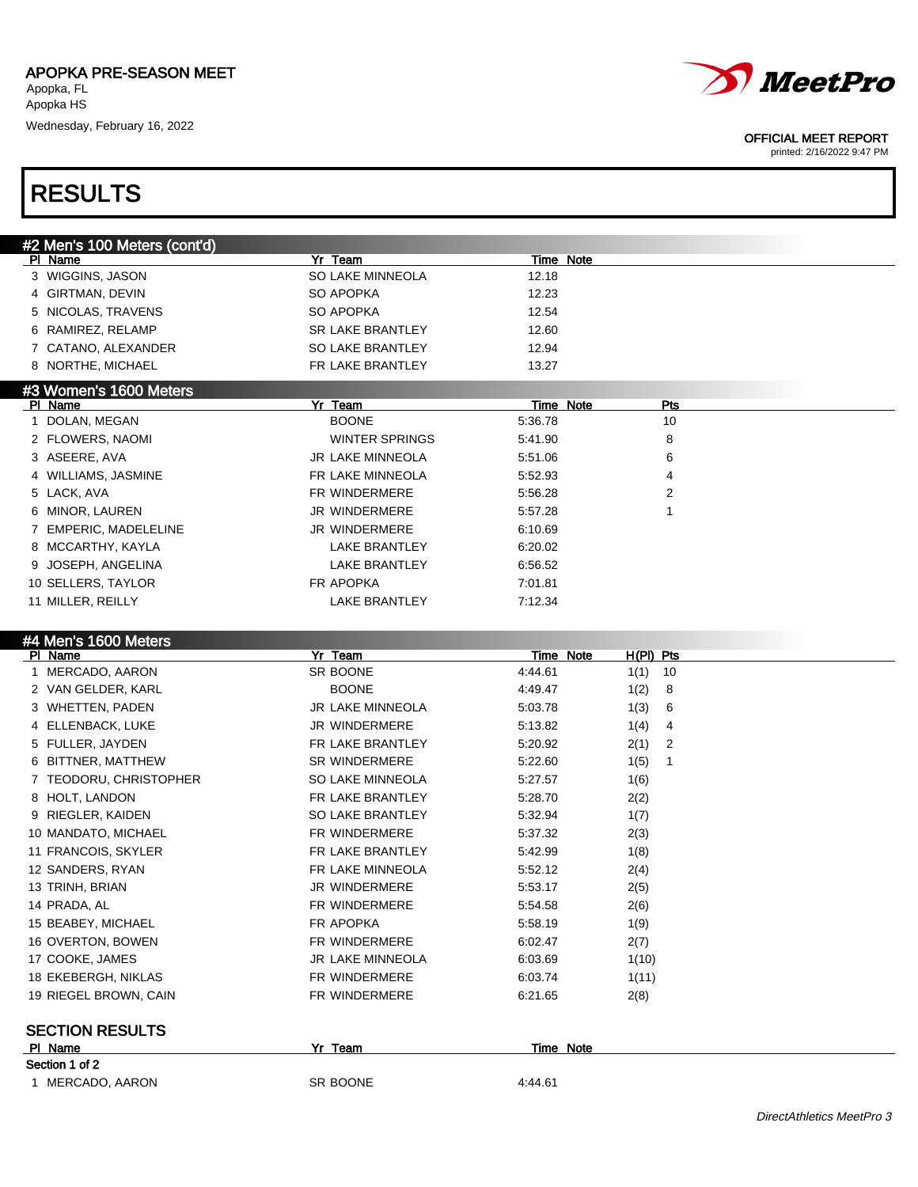APOPKA PRE-SEASON MEET
Apopka, FL
Apopka HS
Wednesday, February 16, 2022

OFFICIAL MEET REPORT
printed: 2/16/2022 9:47 PM

# RESULTS

## #2 Men's 100 Meters (cont'd)

| Pl | Name | Yr | Team | Time | Note |
|---|---|---|---|---|---|
| 3 | WIGGINS, JASON | SO | LAKE MINNEOLA | 12.18 | |
| 4 | GIRTMAN, DEVIN | SO | APOPKA | 12.23 | |
| 5 | NICOLAS, TRAVENS | SO | APOPKA | 12.54 | |
| 6 | RAMIREZ, RELAMP | SR | LAKE BRANTLEY | 12.60 | |
| 7 | CATANO, ALEXANDER | SO | LAKE BRANTLEY | 12.94 | |
| 8 | NORTHE, MICHAEL | FR | LAKE BRANTLEY | 13.27 | |

## #3 Women's 1600 Meters

| Pl | Name | Yr | Team | Time | Note | Pts |
|---|---|---|---|---|---|---|
| 1 | DOLAN, MEGAN | | BOONE | 5:36.78 | | 10 |
| 2 | FLOWERS, NAOMI | | WINTER SPRINGS | 5:41.90 | | 8 |
| 3 | ASEERE, AVA | JR | LAKE MINNEOLA | 5:51.06 | | 6 |
| 4 | WILLIAMS, JASMINE | FR | LAKE MINNEOLA | 5:52.93 | | 4 |
| 5 | LACK, AVA | FR | WINDERMERE | 5:56.28 | | 2 |
| 6 | MINOR, LAUREN | JR | WINDERMERE | 5:57.28 | | 1 |
| 7 | EMPERIC, MADELEINE | JR | WINDERMERE | 6:10.69 | | |
| 8 | MCCARTHY, KAYLA | | LAKE BRANTLEY | 6:20.02 | | |
| 9 | JOSEPH, ANGELINA | | LAKE BRANTLEY | 6:56.52 | | |
| 10 | SELLERS, TAYLOR | FR | APOPKA | 7:01.81 | | |
| 11 | MILLER, REILLY | | LAKE BRANTLEY | 7:12.34 | | |

## #4 Men's 1600 Meters

| Pl | Name | Yr | Team | Time | Note | H(Pl) | Pts |
|---|---|---|---|---|---|---|---|
| 1 | MERCADO, AARON | SR | BOONE | 4:44.61 | | 1(1) | 10 |
| 2 | VAN GELDER, KARL | | BOONE | 4:49.47 | | 1(2) | 8 |
| 3 | WHETTEN, PADEN | JR | LAKE MINNEOLA | 5:03.78 | | 1(3) | 6 |
| 4 | ELLENBACK, LUKE | JR | WINDERMERE | 5:13.82 | | 1(4) | 4 |
| 5 | FULLER, JAYDEN | FR | LAKE BRANTLEY | 5:20.92 | | 2(1) | 2 |
| 6 | BITTNER, MATTHEW | SR | WINDERMERE | 5:22.60 | | 1(5) | 1 |
| 7 | TEODORU, CHRISTOPHER | SO | LAKE MINNEOLA | 5:27.57 | | 1(6) | |
| 8 | HOLT, LANDON | FR | LAKE BRANTLEY | 5:28.70 | | 2(2) | |
| 9 | RIEGLER, KAIDEN | SO | LAKE BRANTLEY | 5:32.94 | | 1(7) | |
| 10 | MANDATO, MICHAEL | FR | WINDERMERE | 5:37.32 | | 2(3) | |
| 11 | FRANCOIS, SKYLER | FR | LAKE BRANTLEY | 5:42.99 | | 1(8) | |
| 12 | SANDERS, RYAN | FR | LAKE MINNEOLA | 5:52.12 | | 2(4) | |
| 13 | TRINH, BRIAN | JR | WINDERMERE | 5:53.17 | | 2(5) | |
| 14 | PRADA, AL | FR | WINDERMERE | 5:54.58 | | 2(6) | |
| 15 | BEABEY, MICHAEL | FR | APOPKA | 5:58.19 | | 1(9) | |
| 16 | OVERTON, BOWEN | FR | WINDERMERE | 6:02.47 | | 2(7) | |
| 17 | COOKE, JAMES | JR | LAKE MINNEOLA | 6:03.69 | | 1(10) | |
| 18 | EKEBERGH, NIKLAS | FR | WINDERMERE | 6:03.74 | | 1(11) | |
| 19 | RIEGEL BROWN, CAIN | FR | WINDERMERE | 6:21.65 | | 2(8) | |

### SECTION RESULTS

| Pl | Name | Yr | Team | Time | Note |
|---|---|---|---|---|---|
| **Section 1 of 2** | | | | | |
| 1 | MERCADO, AARON | SR | BOONE | 4:44.61 | |

*DirectAthletics MeetPro 3*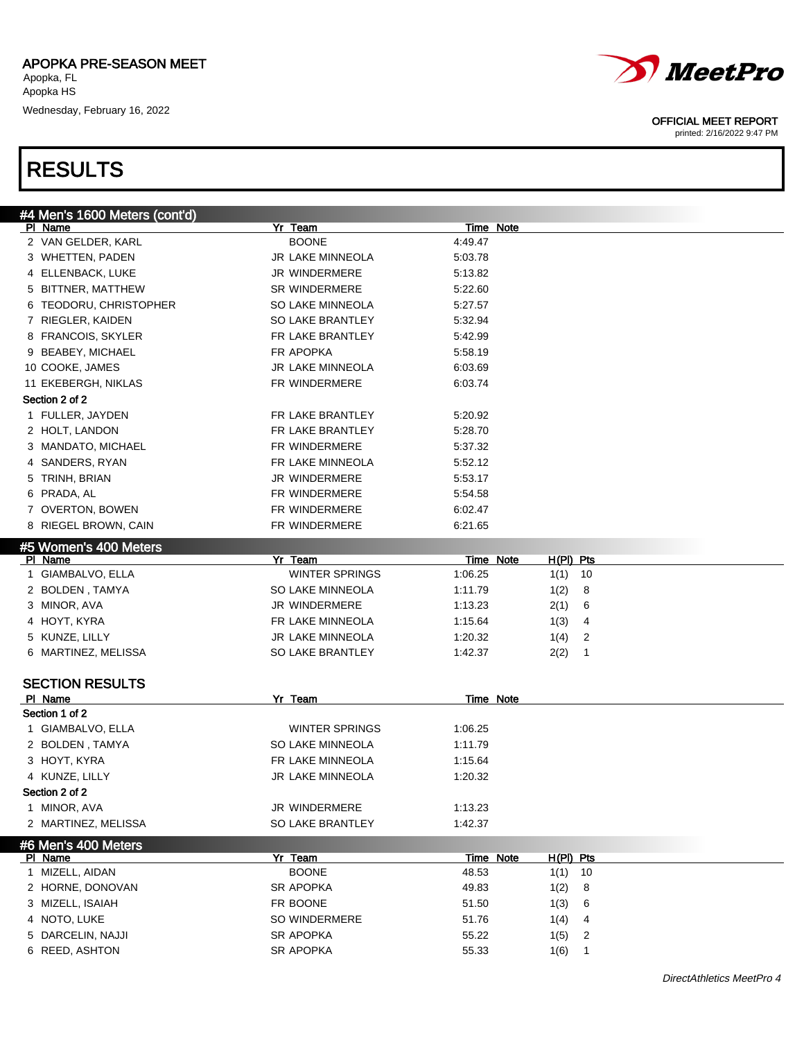APOPKA PRE-SEASON MEET
Apopka, FL
Apopka HS
Wednesday, February 16, 2022

OFFICIAL MEET REPORT
printed: 2/16/2022 9:47 PM

# RESULTS

## #4 Men's 1600 Meters (cont'd)

| Pl | Name | Yr | Team | Time | Note |
|---|---|---|---|---|---|
| 2 | VAN GELDER, KARL | | BOONE | 4:49.47 | |
| 3 | WHETTEN, PADEN | JR | LAKE MINNEOLA | 5:03.78 | |
| 4 | ELLENBACK, LUKE | JR | WINDERMERE | 5:13.82 | |
| 5 | BITTNER, MATTHEW | SR | WINDERMERE | 5:22.60 | |
| 6 | TEODORU, CHRISTOPHER | SO | LAKE MINNEOLA | 5:27.57 | |
| 7 | RIEGLER, KAIDEN | SO | LAKE BRANTLEY | 5:32.94 | |
| 8 | FRANCOIS, SKYLER | FR | LAKE BRANTLEY | 5:42.99 | |
| 9 | BEABEY, MICHAEL | FR | APOPKA | 5:58.19 | |
| 10 | COOKE, JAMES | JR | LAKE MINNEOLA | 6:03.69 | |
| 11 | EKEBERGH, NIKLAS | FR | WINDERMERE | 6:03.74 | |
| **Section 2 of 2** | | | | | |
| 1 | FULLER, JAYDEN | FR | LAKE BRANTLEY | 5:20.92 | |
| 2 | HOLT, LANDON | FR | LAKE BRANTLEY | 5:28.70 | |
| 3 | MANDATO, MICHAEL | FR | WINDERMERE | 5:37.32 | |
| 4 | SANDERS, RYAN | FR | LAKE MINNEOLA | 5:52.12 | |
| 5 | TRINH, BRIAN | JR | WINDERMERE | 5:53.17 | |
| 6 | PRADA, AL | FR | WINDERMERE | 5:54.58 | |
| 7 | OVERTON, BOWEN | FR | WINDERMERE | 6:02.47 | |
| 8 | RIEGEL BROWN, CAIN | FR | WINDERMERE | 6:21.65 | |

## #5 Women's 400 Meters

| Pl | Name | Yr | Team | Time | Note | H(Pl) | Pts |
|---|---|---|---|---|---|---|---|
| 1 | GIAMBALVO, ELLA | | WINTER SPRINGS | 1:06.25 | | 1(1) | 10 |
| 2 | BOLDEN , TAMYA | SO | LAKE MINNEOLA | 1:11.79 | | 1(2) | 8 |
| 3 | MINOR, AVA | JR | WINDERMERE | 1:13.23 | | 2(1) | 6 |
| 4 | HOYT, KYRA | FR | LAKE MINNEOLA | 1:15.64 | | 1(3) | 4 |
| 5 | KUNZE, LILLY | JR | LAKE MINNEOLA | 1:20.32 | | 1(4) | 2 |
| 6 | MARTINEZ, MELISSA | SO | LAKE BRANTLEY | 1:42.37 | | 2(2) | 1 |

### SECTION RESULTS

| Pl | Name | Yr | Team | Time | Note |
|---|---|---|---|---|---|
| **Section 1 of 2** | | | | | |
| 1 | GIAMBALVO, ELLA | | WINTER SPRINGS | 1:06.25 | |
| 2 | BOLDEN , TAMYA | SO | LAKE MINNEOLA | 1:11.79 | |
| 3 | HOYT, KYRA | FR | LAKE MINNEOLA | 1:15.64 | |
| 4 | KUNZE, LILLY | JR | LAKE MINNEOLA | 1:20.32 | |
| **Section 2 of 2** | | | | | |
| 1 | MINOR, AVA | JR | WINDERMERE | 1:13.23 | |
| 2 | MARTINEZ, MELISSA | SO | LAKE BRANTLEY | 1:42.37 | |

## #6 Men's 400 Meters

| Pl | Name | Yr | Team | Time | Note | H(Pl) | Pts |
|---|---|---|---|---|---|---|---|
| 1 | MIZELL, AIDAN | | BOONE | 48.53 | | 1(1) | 10 |
| 2 | HORNE, DONOVAN | SR | APOPKA | 49.83 | | 1(2) | 8 |
| 3 | MIZELL, ISAIAH | FR | BOONE | 51.50 | | 1(3) | 6 |
| 4 | NOTO, LUKE | SO | WINDERMERE | 51.76 | | 1(4) | 4 |
| 5 | DARCELIN, NAJJI | SR | APOPKA | 55.22 | | 1(5) | 2 |
| 6 | REED, ASHTON | SR | APOPKA | 55.33 | | 1(6) | 1 |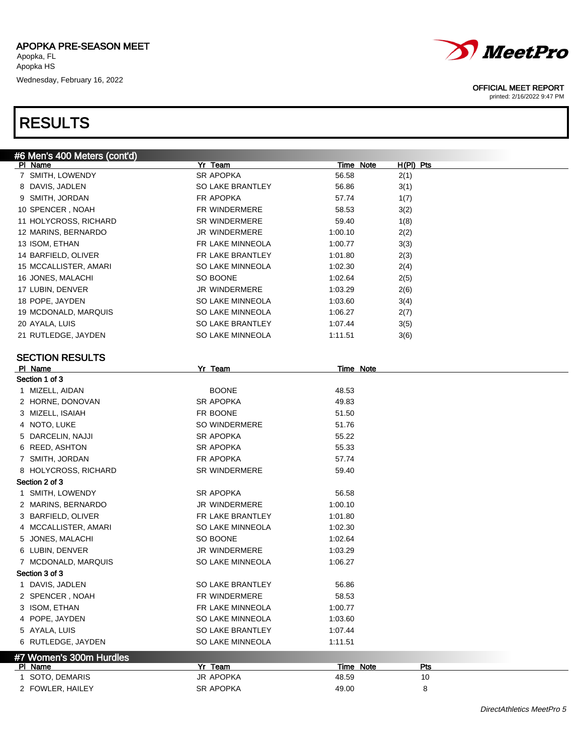# APOPKA PRE-SEASON MEET

Apopka, FL
Apopka HS
Wednesday, February 16, 2022

OFFICIAL MEET REPORT
printed: 2/16/2022 9:47 PM

# RESULTS

## #6 Men's 400 Meters (cont'd)

| Pl | Name | Yr | Team | Time | Note | H(Pl) | Pts |
|---|---|---|---|---|---|---|---|
| 7 | SMITH, LOWENDY | SR | APOPKA | 56.58 | | 2(1) | |
| 8 | DAVIS, JADLEN | SO | LAKE BRANTLEY | 56.86 | | 3(1) | |
| 9 | SMITH, JORDAN | FR | APOPKA | 57.74 | | 1(7) | |
| 10 | SPENCER , NOAH | FR | WINDERMERE | 58.53 | | 3(2) | |
| 11 | HOLYCROSS, RICHARD | SR | WINDERMERE | 59.40 | | 1(8) | |
| 12 | MARINS, BERNARDO | JR | WINDERMERE | 1:00.10 | | 2(2) | |
| 13 | ISOM, ETHAN | FR | LAKE MINNEOLA | 1:00.77 | | 3(3) | |
| 14 | BARFIELD, OLIVER | FR | LAKE BRANTLEY | 1:01.80 | | 2(3) | |
| 15 | MCCALLISTER, AMARI | SO | LAKE MINNEOLA | 1:02.30 | | 2(4) | |
| 16 | JONES, MALACHI | SO | BOONE | 1:02.64 | | 2(5) | |
| 17 | LUBIN, DENVER | JR | WINDERMERE | 1:03.29 | | 2(6) | |
| 18 | POPE, JAYDEN | SO | LAKE MINNEOLA | 1:03.60 | | 3(4) | |
| 19 | MCDONALD, MARQUIS | SO | LAKE MINNEOLA | 1:06.27 | | 2(7) | |
| 20 | AYALA, LUIS | SO | LAKE BRANTLEY | 1:07.44 | | 3(5) | |
| 21 | RUTLEDGE, JAYDEN | SO | LAKE MINNEOLA | 1:11.51 | | 3(6) | |

### SECTION RESULTS

| Pl | Name | Yr | Team | Time | Note |
|---|---|---|---|---|---|
| **Section 1 of 3** | | | | | |
| 1 | MIZELL, AIDAN | | BOONE | 48.53 | |
| 2 | HORNE, DONOVAN | SR | APOPKA | 49.83 | |
| 3 | MIZELL, ISAIAH | FR | BOONE | 51.50 | |
| 4 | NOTO, LUKE | SO | WINDERMERE | 51.76 | |
| 5 | DARCELIN, NAJJI | SR | APOPKA | 55.22 | |
| 6 | REED, ASHTON | SR | APOPKA | 55.33 | |
| 7 | SMITH, JORDAN | FR | APOPKA | 57.74 | |
| 8 | HOLYCROSS, RICHARD | SR | WINDERMERE | 59.40 | |
| **Section 2 of 3** | | | | | |
| 1 | SMITH, LOWENDY | SR | APOPKA | 56.58 | |
| 2 | MARINS, BERNARDO | JR | WINDERMERE | 1:00.10 | |
| 3 | BARFIELD, OLIVER | FR | LAKE BRANTLEY | 1:01.80 | |
| 4 | MCCALLISTER, AMARI | SO | LAKE MINNEOLA | 1:02.30 | |
| 5 | JONES, MALACHI | SO | BOONE | 1:02.64 | |
| 6 | LUBIN, DENVER | JR | WINDERMERE | 1:03.29 | |
| 7 | MCDONALD, MARQUIS | SO | LAKE MINNEOLA | 1:06.27 | |
| **Section 3 of 3** | | | | | |
| 1 | DAVIS, JADLEN | SO | LAKE BRANTLEY | 56.86 | |
| 2 | SPENCER , NOAH | FR | WINDERMERE | 58.53 | |
| 3 | ISOM, ETHAN | FR | LAKE MINNEOLA | 1:00.77 | |
| 4 | POPE, JAYDEN | SO | LAKE MINNEOLA | 1:03.60 | |
| 5 | AYALA, LUIS | SO | LAKE BRANTLEY | 1:07.44 | |
| 6 | RUTLEDGE, JAYDEN | SO | LAKE MINNEOLA | 1:11.51 | |

## #7 Women's 300m Hurdles

| Pl | Name | Yr | Team | Time | Note | Pts |
|---|---|---|---|---|---|---|
| 1 | SOTO, DEMARIS | JR | APOPKA | 48.59 | | 10 |
| 2 | FOWLER, HAILEY | SR | APOPKA | 49.00 | | 8 |

*DirectAthletics MeetPro 5*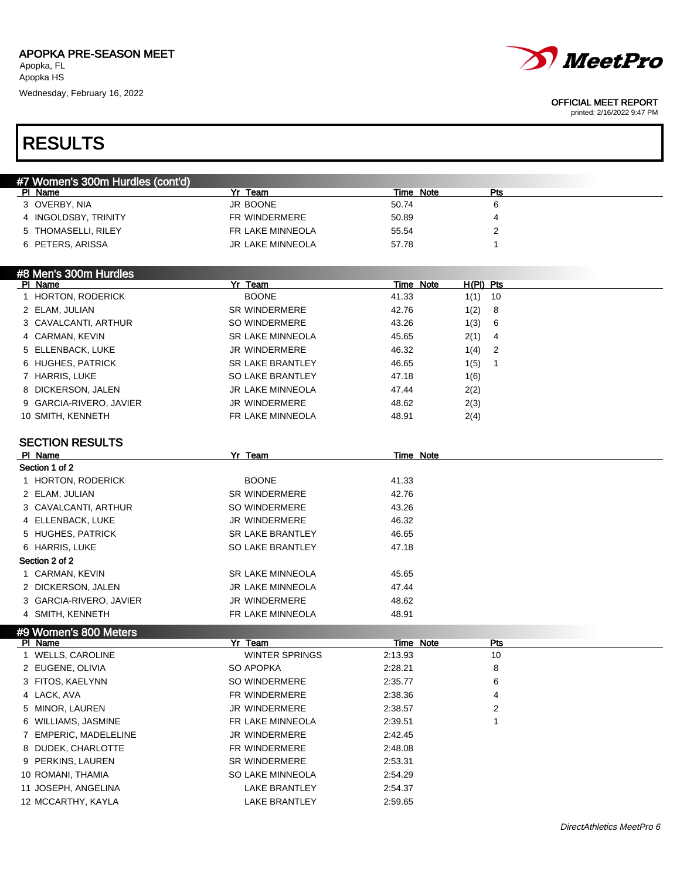# APOPKA PRE-SEASON MEET

Apopka, FL
Apopka HS
Wednesday, February 16, 2022

OFFICIAL MEET REPORT
printed: 2/16/2022 9:47 PM

## RESULTS

### #7 Women's 300m Hurdles (cont'd)

| Pl | Name | Yr | Team | Time | Note | Pts |
|---|---|---|---|---|---|---|
| 3 | OVERBY, NIA | JR | BOONE | 50.74 | | 6 |
| 4 | INGOLDSBY, TRINITY | FR | WINDERMERE | 50.89 | | 4 |
| 5 | THOMASELLI, RILEY | FR | LAKE MINNEOLA | 55.54 | | 2 |
| 6 | PETERS, ARISSA | JR | LAKE MINNEOLA | 57.78 | | 1 |

### #8 Men's 300m Hurdles

| Pl | Name | Yr | Team | Time | Note | H(Pl) | Pts |
|---|---|---|---|---|---|---|---|
| 1 | HORTON, RODERICK | | BOONE | 41.33 | | 1(1) | 10 |
| 2 | ELAM, JULIAN | SR | WINDERMERE | 42.76 | | 1(2) | 8 |
| 3 | CAVALCANTI, ARTHUR | SO | WINDERMERE | 43.26 | | 1(3) | 6 |
| 4 | CARMAN, KEVIN | SR | LAKE MINNEOLA | 45.65 | | 2(1) | 4 |
| 5 | ELLENBACK, LUKE | JR | WINDERMERE | 46.32 | | 1(4) | 2 |
| 6 | HUGHES, PATRICK | SR | LAKE BRANTLEY | 46.65 | | 1(5) | 1 |
| 7 | HARRIS, LUKE | SO | LAKE BRANTLEY | 47.18 | | 1(6) | |
| 8 | DICKERSON, JALEN | JR | LAKE MINNEOLA | 47.44 | | 2(2) | |
| 9 | GARCIA-RIVERO, JAVIER | JR | WINDERMERE | 48.62 | | 2(3) | |
| 10 | SMITH, KENNETH | FR | LAKE MINNEOLA | 48.91 | | 2(4) | |

#### SECTION RESULTS

| Pl | Name | Yr | Team | Time | Note |
|---|---|---|---|---|---|
| **Section 1 of 2** | | | | | |
| 1 | HORTON, RODERICK | | BOONE | 41.33 | |
| 2 | ELAM, JULIAN | SR | WINDERMERE | 42.76 | |
| 3 | CAVALCANTI, ARTHUR | SO | WINDERMERE | 43.26 | |
| 4 | ELLENBACK, LUKE | JR | WINDERMERE | 46.32 | |
| 5 | HUGHES, PATRICK | SR | LAKE BRANTLEY | 46.65 | |
| 6 | HARRIS, LUKE | SO | LAKE BRANTLEY | 47.18 | |
| **Section 2 of 2** | | | | | |
| 1 | CARMAN, KEVIN | SR | LAKE MINNEOLA | 45.65 | |
| 2 | DICKERSON, JALEN | JR | LAKE MINNEOLA | 47.44 | |
| 3 | GARCIA-RIVERO, JAVIER | JR | WINDERMERE | 48.62 | |
| 4 | SMITH, KENNETH | FR | LAKE MINNEOLA | 48.91 | |

### #9 Women's 800 Meters

| Pl | Name | Yr | Team | Time | Note | Pts |
|---|---|---|---|---|---|---|
| 1 | WELLS, CAROLINE | | WINTER SPRINGS | 2:13.93 | | 10 |
| 2 | EUGENE, OLIVIA | SO | APOPKA | 2:28.21 | | 8 |
| 3 | FITOS, KAELYNN | SO | WINDERMERE | 2:35.77 | | 6 |
| 4 | LACK, AVA | FR | WINDERMERE | 2:38.36 | | 4 |
| 5 | MINOR, LAUREN | JR | WINDERMERE | 2:38.57 | | 2 |
| 6 | WILLIAMS, JASMINE | FR | LAKE MINNEOLA | 2:39.51 | | 1 |
| 7 | EMPERIC, MADELEINE | JR | WINDERMERE | 2:42.45 | | |
| 8 | DUDEK, CHARLOTTE | FR | WINDERMERE | 2:48.08 | | |
| 9 | PERKINS, LAUREN | SR | WINDERMERE | 2:53.31 | | |
| 10 | ROMANI, THAMIA | SO | LAKE MINNEOLA | 2:54.29 | | |
| 11 | JOSEPH, ANGELINA | | LAKE BRANTLEY | 2:54.37 | | |
| 12 | MCCARTHY, KAYLA | | LAKE BRANTLEY | 2:59.65 | | |

*DirectAthletics MeetPro 6*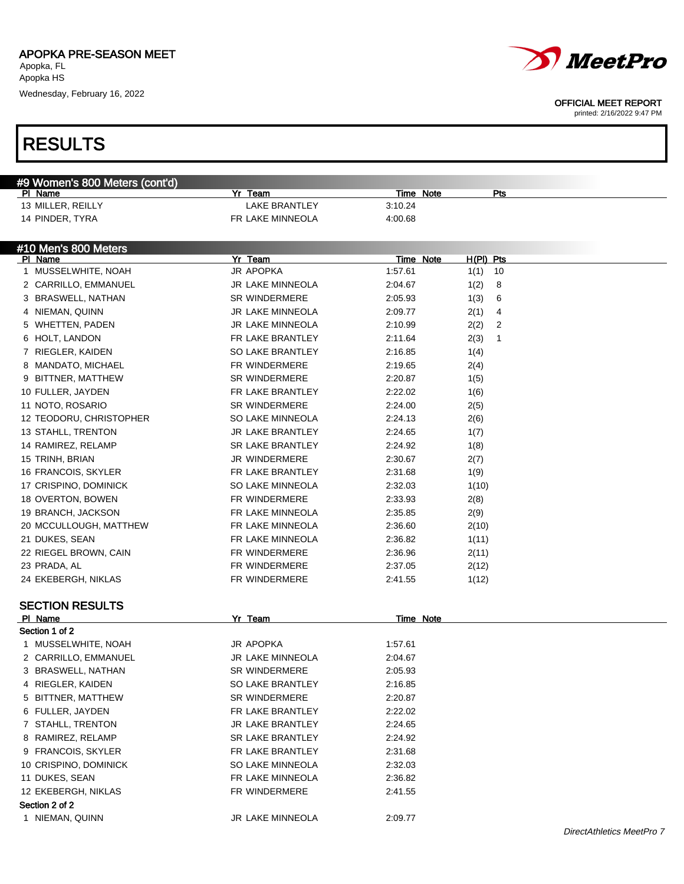# APOPKA PRE-SEASON MEET

Apopka, FL
Apopka HS
Wednesday, February 16, 2022

OFFICIAL MEET REPORT
printed: 2/16/2022 9:47 PM

## RESULTS

### #9 Women's 800 Meters (cont'd)

| Pl | Name | Yr | Team | Time | Note | Pts |
|---|---|---|---|---|---|---|
| 13 | MILLER, REILLY | | LAKE BRANTLEY | 3:10.24 | | |
| 14 | PINDER, TYRA | FR | LAKE MINNEOLA | 4:00.68 | | |

### #10 Men's 800 Meters

| Pl | Name | Yr | Team | Time | Note | H(Pl) | Pts |
|---|---|---|---|---|---|---|---|
| 1 | MUSSELWHITE, NOAH | JR | APOPKA | 1:57.61 | | 1(1) | 10 |
| 2 | CARRILLO, EMMANUEL | JR | LAKE MINNEOLA | 2:04.67 | | 1(2) | 8 |
| 3 | BRASWELL, NATHAN | SR | WINDERMERE | 2:05.93 | | 1(3) | 6 |
| 4 | NIEMAN, QUINN | JR | LAKE MINNEOLA | 2:09.77 | | 2(1) | 4 |
| 5 | WHETTEN, PADEN | JR | LAKE MINNEOLA | 2:10.99 | | 2(2) | 2 |
| 6 | HOLT, LANDON | FR | LAKE BRANTLEY | 2:11.64 | | 2(3) | 1 |
| 7 | RIEGLER, KAIDEN | SO | LAKE BRANTLEY | 2:16.85 | | 1(4) | |
| 8 | MANDATO, MICHAEL | FR | WINDERMERE | 2:19.65 | | 2(4) | |
| 9 | BITTNER, MATTHEW | SR | WINDERMERE | 2:20.87 | | 1(5) | |
| 10 | FULLER, JAYDEN | FR | LAKE BRANTLEY | 2:22.02 | | 1(6) | |
| 11 | NOTO, ROSARIO | SR | WINDERMERE | 2:24.00 | | 2(5) | |
| 12 | TEODORU, CHRISTOPHER | SO | LAKE MINNEOLA | 2:24.13 | | 2(6) | |
| 13 | STAHLL, TRENTON | JR | LAKE BRANTLEY | 2:24.65 | | 1(7) | |
| 14 | RAMIREZ, RELAMP | SR | LAKE BRANTLEY | 2:24.92 | | 1(8) | |
| 15 | TRINH, BRIAN | JR | WINDERMERE | 2:30.67 | | 2(7) | |
| 16 | FRANCOIS, SKYLER | FR | LAKE BRANTLEY | 2:31.68 | | 1(9) | |
| 17 | CRISPINO, DOMINICK | SO | LAKE MINNEOLA | 2:32.03 | | 1(10) | |
| 18 | OVERTON, BOWEN | FR | WINDERMERE | 2:33.93 | | 2(8) | |
| 19 | BRANCH, JACKSON | FR | LAKE MINNEOLA | 2:35.85 | | 2(9) | |
| 20 | MCCULLOUGH, MATTHEW | FR | LAKE MINNEOLA | 2:36.60 | | 2(10) | |
| 21 | DUKES, SEAN | FR | LAKE MINNEOLA | 2:36.82 | | 1(11) | |
| 22 | RIEGEL BROWN, CAIN | FR | WINDERMERE | 2:36.96 | | 2(11) | |
| 23 | PRADA, AL | FR | WINDERMERE | 2:37.05 | | 2(12) | |
| 24 | EKEBERGH, NIKLAS | FR | WINDERMERE | 2:41.55 | | 1(12) | |

### SECTION RESULTS

| Pl | Name | Yr | Team | Time | Note |
|---|---|---|---|---|---|
| **Section 1 of 2** | | | | | |
| 1 | MUSSELWHITE, NOAH | JR | APOPKA | 1:57.61 | |
| 2 | CARRILLO, EMMANUEL | JR | LAKE MINNEOLA | 2:04.67 | |
| 3 | BRASWELL, NATHAN | SR | WINDERMERE | 2:05.93 | |
| 4 | RIEGLER, KAIDEN | SO | LAKE BRANTLEY | 2:16.85 | |
| 5 | BITTNER, MATTHEW | SR | WINDERMERE | 2:20.87 | |
| 6 | FULLER, JAYDEN | FR | LAKE BRANTLEY | 2:22.02 | |
| 7 | STAHLL, TRENTON | JR | LAKE BRANTLEY | 2:24.65 | |
| 8 | RAMIREZ, RELAMP | SR | LAKE BRANTLEY | 2:24.92 | |
| 9 | FRANCOIS, SKYLER | FR | LAKE BRANTLEY | 2:31.68 | |
| 10 | CRISPINO, DOMINICK | SO | LAKE MINNEOLA | 2:32.03 | |
| 11 | DUKES, SEAN | FR | LAKE MINNEOLA | 2:36.82 | |
| 12 | EKEBERGH, NIKLAS | FR | WINDERMERE | 2:41.55 | |
| **Section 2 of 2** | | | | | |
| 1 | NIEMAN, QUINN | JR | LAKE MINNEOLA | 2:09.77 | |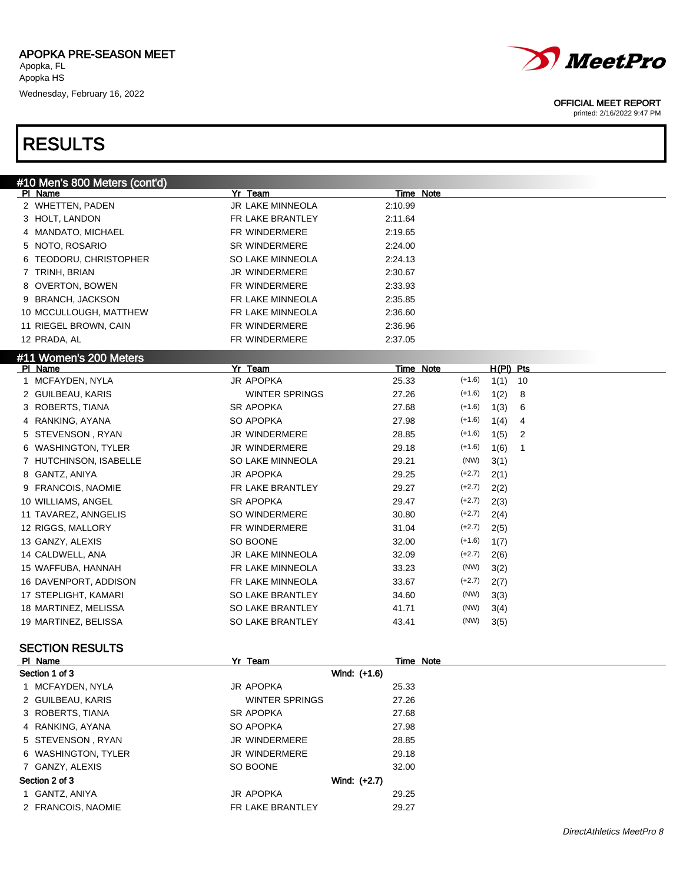APOPKA PRE-SEASON MEET
Apopka, FL
Apopka HS
Wednesday, February 16, 2022

OFFICIAL MEET REPORT
printed: 2/16/2022 9:47 PM

# RESULTS

## #10 Men's 800 Meters (cont'd)

| Pl | Name | Yr | Team | Time | Note |
|---|---|---|---|---|---|
| 2 | WHETTEN, PADEN | JR | LAKE MINNEOLA | 2:10.99 | |
| 3 | HOLT, LANDON | FR | LAKE BRANTLEY | 2:11.64 | |
| 4 | MANDATO, MICHAEL | FR | WINDERMERE | 2:19.65 | |
| 5 | NOTO, ROSARIO | SR | WINDERMERE | 2:24.00 | |
| 6 | TEODORU, CHRISTOPHER | SO | LAKE MINNEOLA | 2:24.13 | |
| 7 | TRINH, BRIAN | JR | WINDERMERE | 2:30.67 | |
| 8 | OVERTON, BOWEN | FR | WINDERMERE | 2:33.93 | |
| 9 | BRANCH, JACKSON | FR | LAKE MINNEOLA | 2:35.85 | |
| 10 | MCCULLOUGH, MATTHEW | FR | LAKE MINNEOLA | 2:36.60 | |
| 11 | RIEGEL BROWN, CAIN | FR | WINDERMERE | 2:36.96 | |
| 12 | PRADA, AL | FR | WINDERMERE | 2:37.05 | |

## #11 Women's 200 Meters

| Pl | Name | Yr | Team | Time | Note | Wind | H(Pl) | Pts |
|---|---|---|---|---|---|---|---|---|
| 1 | MCFAYDEN, NYLA | JR | APOPKA | 25.33 | | (+1.6) | 1(1) | 10 |
| 2 | GUILBEAU, KARIS | | WINTER SPRINGS | 27.26 | | (+1.6) | 1(2) | 8 |
| 3 | ROBERTS, TIANA | SR | APOPKA | 27.68 | | (+1.6) | 1(3) | 6 |
| 4 | RANKING, AYANA | SO | APOPKA | 27.98 | | (+1.6) | 1(4) | 4 |
| 5 | STEVENSON , RYAN | JR | WINDERMERE | 28.85 | | (+1.6) | 1(5) | 2 |
| 6 | WASHINGTON, TYLER | JR | WINDERMERE | 29.18 | | (+1.6) | 1(6) | 1 |
| 7 | HUTCHINSON, ISABELLE | SO | LAKE MINNEOLA | 29.21 | | (NW) | 3(1) | |
| 8 | GANTZ, ANIYA | JR | APOPKA | 29.25 | | (+2.7) | 2(1) | |
| 9 | FRANCOIS, NAOMIE | FR | LAKE BRANTLEY | 29.27 | | (+2.7) | 2(2) | |
| 10 | WILLIAMS, ANGEL | SR | APOPKA | 29.47 | | (+2.7) | 2(3) | |
| 11 | TAVAREZ, ANNGELIS | SO | WINDERMERE | 30.80 | | (+2.7) | 2(4) | |
| 12 | RIGGS, MALLORY | FR | WINDERMERE | 31.04 | | (+2.7) | 2(5) | |
| 13 | GANZY, ALEXIS | SO | BOONE | 32.00 | | (+1.6) | 1(7) | |
| 14 | CALDWELL, ANA | JR | LAKE MINNEOLA | 32.09 | | (+2.7) | 2(6) | |
| 15 | WAFFUBA, HANNAH | FR | LAKE MINNEOLA | 33.23 | | (NW) | 3(2) | |
| 16 | DAVENPORT, ADDISON | FR | LAKE MINNEOLA | 33.67 | | (+2.7) | 2(7) | |
| 17 | STEPLIGHT, KAMARI | SO | LAKE BRANTLEY | 34.60 | | (NW) | 3(3) | |
| 18 | MARTINEZ, MELISSA | SO | LAKE BRANTLEY | 41.71 | | (NW) | 3(4) | |
| 19 | MARTINEZ, BELISSA | SO | LAKE BRANTLEY | 43.41 | | (NW) | 3(5) | |

### SECTION RESULTS

| Pl | Name | Yr | Team | Time | Note |
|---|---|---|---|---|---|
| **Section 1 of 3** | | | Wind: (+1.6) | | |
| 1 | MCFAYDEN, NYLA | JR | APOPKA | 25.33 | |
| 2 | GUILBEAU, KARIS | | WINTER SPRINGS | 27.26 | |
| 3 | ROBERTS, TIANA | SR | APOPKA | 27.68 | |
| 4 | RANKING, AYANA | SO | APOPKA | 27.98 | |
| 5 | STEVENSON , RYAN | JR | WINDERMERE | 28.85 | |
| 6 | WASHINGTON, TYLER | JR | WINDERMERE | 29.18 | |
| 7 | GANZY, ALEXIS | SO | BOONE | 32.00 | |
| **Section 2 of 3** | | | Wind: (+2.7) | | |
| 1 | GANTZ, ANIYA | JR | APOPKA | 29.25 | |
| 2 | FRANCOIS, NAOMIE | FR | LAKE BRANTLEY | 29.27 | |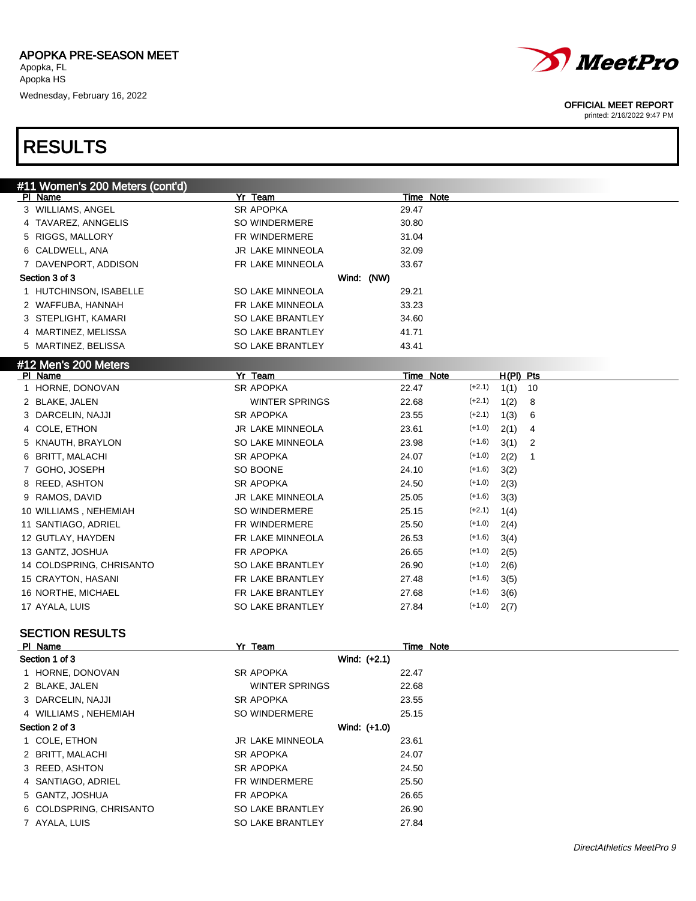APOPKA PRE-SEASON MEET
Apopka, FL
Apopka HS
Wednesday, February 16, 2022

OFFICIAL MEET REPORT
printed: 2/16/2022 9:47 PM

# RESULTS

## #11 Women's 200 Meters (cont'd)

| Pl | Name | Yr | Team | Time | Note |
|---|---|---|---|---|---|
| 3 | WILLIAMS, ANGEL | SR | APOPKA | 29.47 | |
| 4 | TAVAREZ, ANNGELIS | SO | WINDERMERE | 30.80 | |
| 5 | RIGGS, MALLORY | FR | WINDERMERE | 31.04 | |
| 6 | CALDWELL, ANA | JR | LAKE MINNEOLA | 32.09 | |
| 7 | DAVENPORT, ADDISON | FR | LAKE MINNEOLA | 33.67 | |
| **Section 3 of 3** | | | Wind: (NW) | | |
| 1 | HUTCHINSON, ISABELLE | SO | LAKE MINNEOLA | 29.21 | |
| 2 | WAFFUBA, HANNAH | FR | LAKE MINNEOLA | 33.23 | |
| 3 | STEPLIGHT, KAMARI | SO | LAKE BRANTLEY | 34.60 | |
| 4 | MARTINEZ, MELISSA | SO | LAKE BRANTLEY | 41.71 | |
| 5 | MARTINEZ, BELISSA | SO | LAKE BRANTLEY | 43.41 | |

## #12 Men's 200 Meters

| Pl | Name | Yr | Team | Time | Note | Wind | H(Pl) | Pts |
|---|---|---|---|---|---|---|---|---|
| 1 | HORNE, DONOVAN | SR | APOPKA | 22.47 | | (+2.1) | 1(1) | 10 |
| 2 | BLAKE, JALEN | | WINTER SPRINGS | 22.68 | | (+2.1) | 1(2) | 8 |
| 3 | DARCELIN, NAJJI | SR | APOPKA | 23.55 | | (+2.1) | 1(3) | 6 |
| 4 | COLE, ETHON | JR | LAKE MINNEOLA | 23.61 | | (+1.0) | 2(1) | 4 |
| 5 | KNAUTH, BRAYLON | SO | LAKE MINNEOLA | 23.98 | | (+1.6) | 3(1) | 2 |
| 6 | BRITT, MALACHI | SR | APOPKA | 24.07 | | (+1.0) | 2(2) | 1 |
| 7 | GOHO, JOSEPH | SO | BOONE | 24.10 | | (+1.6) | 3(2) | |
| 8 | REED, ASHTON | SR | APOPKA | 24.50 | | (+1.0) | 2(3) | |
| 9 | RAMOS, DAVID | JR | LAKE MINNEOLA | 25.05 | | (+1.6) | 3(3) | |
| 10 | WILLIAMS , NEHEMIAH | SO | WINDERMERE | 25.15 | | (+2.1) | 1(4) | |
| 11 | SANTIAGO, ADRIEL | FR | WINDERMERE | 25.50 | | (+1.0) | 2(4) | |
| 12 | GUTLAY, HAYDEN | FR | LAKE MINNEOLA | 26.53 | | (+1.6) | 3(4) | |
| 13 | GANTZ, JOSHUA | FR | APOPKA | 26.65 | | (+1.0) | 2(5) | |
| 14 | COLDSPRING, CHRISANTO | SO | LAKE BRANTLEY | 26.90 | | (+1.0) | 2(6) | |
| 15 | CRAYTON, HASANI | FR | LAKE BRANTLEY | 27.48 | | (+1.6) | 3(5) | |
| 16 | NORTHE, MICHAEL | FR | LAKE BRANTLEY | 27.68 | | (+1.6) | 3(6) | |
| 17 | AYALA, LUIS | SO | LAKE BRANTLEY | 27.84 | | (+1.0) | 2(7) | |

### SECTION RESULTS

| Pl | Name | Yr | Team | Time | Note |
|---|---|---|---|---|---|
| **Section 1 of 3** | | | Wind: (+2.1) | | |
| 1 | HORNE, DONOVAN | SR | APOPKA | 22.47 | |
| 2 | BLAKE, JALEN | | WINTER SPRINGS | 22.68 | |
| 3 | DARCELIN, NAJJI | SR | APOPKA | 23.55 | |
| 4 | WILLIAMS , NEHEMIAH | SO | WINDERMERE | 25.15 | |
| **Section 2 of 3** | | | Wind: (+1.0) | | |
| 1 | COLE, ETHON | JR | LAKE MINNEOLA | 23.61 | |
| 2 | BRITT, MALACHI | SR | APOPKA | 24.07 | |
| 3 | REED, ASHTON | SR | APOPKA | 24.50 | |
| 4 | SANTIAGO, ADRIEL | FR | WINDERMERE | 25.50 | |
| 5 | GANTZ, JOSHUA | FR | APOPKA | 26.65 | |
| 6 | COLDSPRING, CHRISANTO | SO | LAKE BRANTLEY | 26.90 | |
| 7 | AYALA, LUIS | SO | LAKE BRANTLEY | 27.84 | |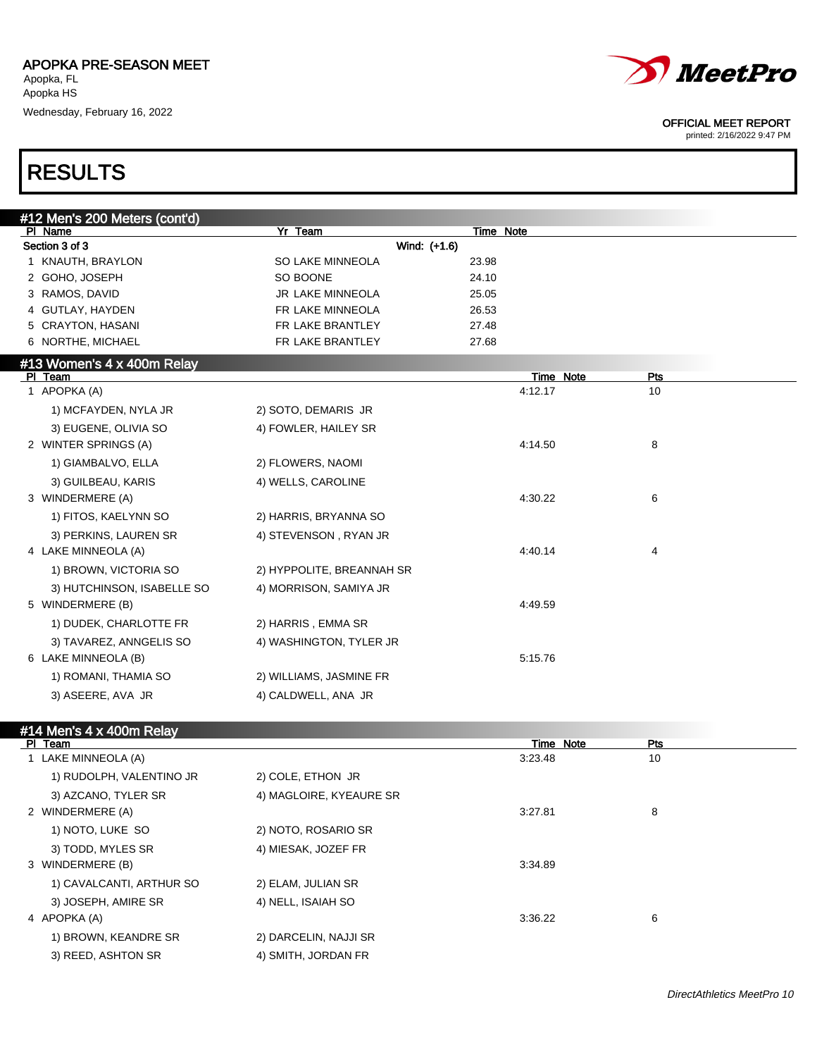# RESULTS

## #12 Men's 200 Meters (cont'd)

| Pl | Name | Yr | Team | Time | Note |
|---|---|---|---|---|---|
| Section 3 of 3 | | | Wind: (+1.6) | | |
| 1 | KNAUTH, BRAYLON | SO | LAKE MINNEOLA | 23.98 | |
| 2 | GOHO, JOSEPH | SO | BOONE | 24.10 | |
| 3 | RAMOS, DAVID | JR | LAKE MINNEOLA | 25.05 | |
| 4 | GUTLAY, HAYDEN | FR | LAKE MINNEOLA | 26.53 | |
| 5 | CRAYTON, HASANI | FR | LAKE BRANTLEY | 27.48 | |
| 6 | NORTHE, MICHAEL | FR | LAKE BRANTLEY | 27.68 | |

## #13 Women's 4 x 400m Relay

| Pl | Team | Time | Note | Pts |
|---|---|---|---|---|
| 1 | APOPKA (A) | 4:12.17 | | 10 |
| | 1) MCFAYDEN, NYLA JR; 2) SOTO, DEMARIS JR; 3) EUGENE, OLIVIA SO; 4) FOWLER, HAILEY SR | | | |
| 2 | WINTER SPRINGS (A) | 4:14.50 | | 8 |
| | 1) GIAMBALVO, ELLA; 2) FLOWERS, NAOMI; 3) GUILBEAU, KARIS; 4) WELLS, CAROLINE | | | |
| 3 | WINDERMERE (A) | 4:30.22 | | 6 |
| | 1) FITOS, KAELYNN SO; 2) HARRIS, BRYANNA SO; 3) PERKINS, LAUREN SR; 4) STEVENSON , RYAN JR | | | |
| 4 | LAKE MINNEOLA (A) | 4:40.14 | | 4 |
| | 1) BROWN, VICTORIA SO; 2) HYPPOLITE, BREANNAH SR; 3) HUTCHINSON, ISABELLE SO; 4) MORRISON, SAMIYA JR | | | |
| 5 | WINDERMERE (B) | 4:49.59 | | |
| | 1) DUDEK, CHARLOTTE FR; 2) HARRIS , EMMA SR; 3) TAVAREZ, ANNGELIS SO; 4) WASHINGTON, TYLER JR | | | |
| 6 | LAKE MINNEOLA (B) | 5:15.76 | | |
| | 1) ROMANI, THAMIA SO; 2) WILLIAMS, JASMINE FR; 3) ASEERE, AVA JR; 4) CALDWELL, ANA JR | | | |

## #14 Men's 4 x 400m Relay

| Pl | Team | Time | Note | Pts |
|---|---|---|---|---|
| 1 | LAKE MINNEOLA (A) | 3:23.48 | | 10 |
| | 1) RUDOLPH, VALENTINO JR; 2) COLE, ETHON JR; 3) AZCANO, TYLER SR; 4) MAGLOIRE, KYEAURE SR | | | |
| 2 | WINDERMERE (A) | 3:27.81 | | 8 |
| | 1) NOTO, LUKE SO; 2) NOTO, ROSARIO SR; 3) TODD, MYLES SR; 4) MIESAK, JOZEF FR | | | |
| 3 | WINDERMERE (B) | 3:34.89 | | |
| | 1) CAVALCANTI, ARTHUR SO; 2) ELAM, JULIAN SR; 3) JOSEPH, AMIRE SR; 4) NELL, ISAIAH SO | | | |
| 4 | APOPKA (A) | 3:36.22 | | 6 |
| | 1) BROWN, KEANDRE SR; 2) DARCELIN, NAJJI SR; 3) REED, ASHTON SR; 4) SMITH, JORDAN FR | | | |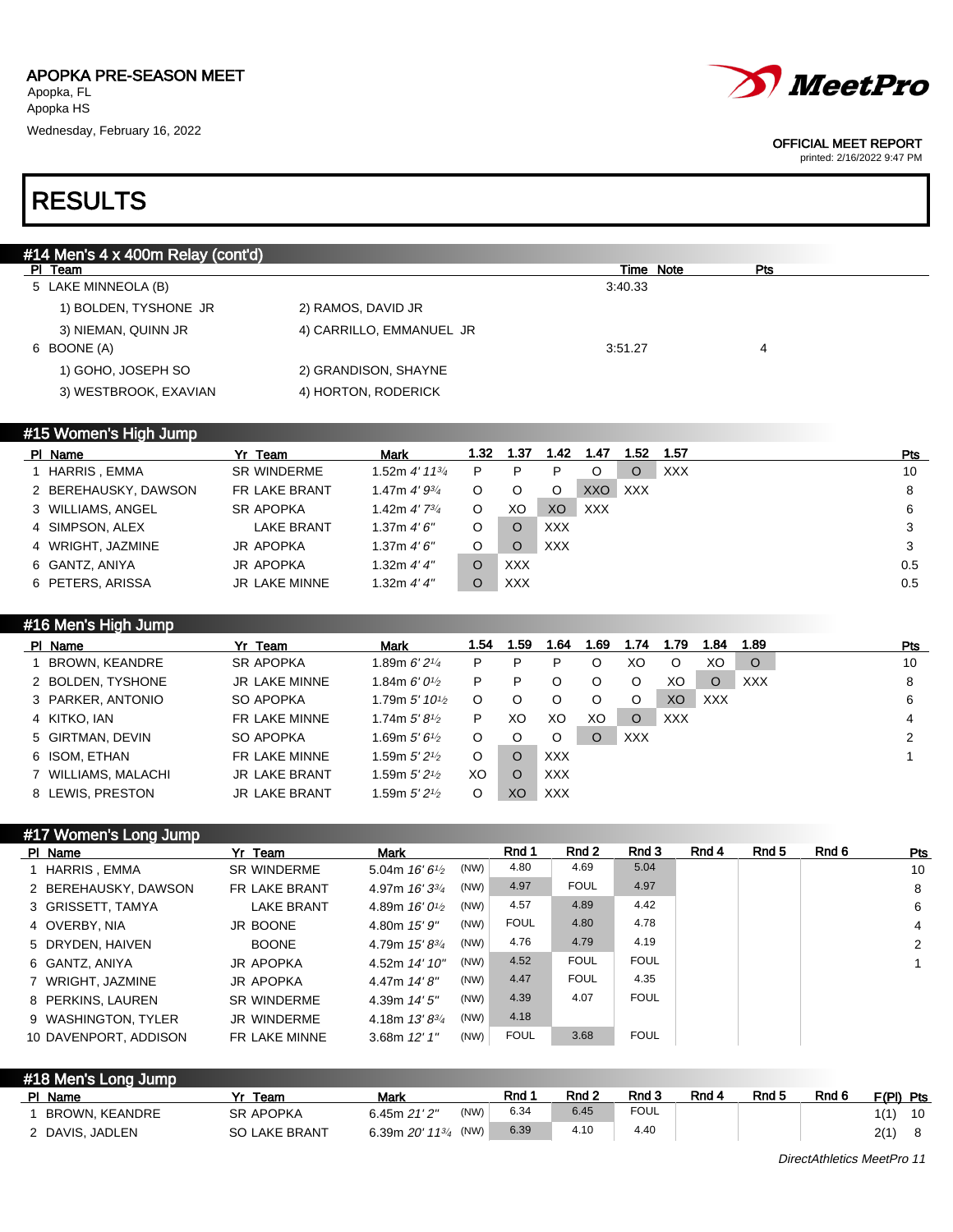APOPKA PRE-SEASON MEET
Apopka, FL
Apopka HS
Wednesday, February 16, 2022

OFFICIAL MEET REPORT
printed: 2/16/2022 9:47 PM

# RESULTS

## #14 Men's 4 x 400m Relay (cont'd)

| Pl | Team | | Time | Note | Pts |
|---|---|---|---|---|---|
| 5 | LAKE MINNEOLA (B) | | 3:40.33 | | |
| | 1) BOLDEN, TYSHONE JR | 2) RAMOS, DAVID JR | | | |
| | 3) NIEMAN, QUINN JR | 4) CARRILLO, EMMANUEL JR | | | |
| 6 | BOONE (A) | | 3:51.27 | | 4 |
| | 1) GOHO, JOSEPH SO | 2) GRANDISON, SHAYNE | | | |
| | 3) WESTBROOK, EXAVIAN | 4) HORTON, RODERICK | | | |

## #15 Women's High Jump

| Pl | Name | Yr | Team | Mark | 1.32 | 1.37 | 1.42 | 1.47 | 1.52 | 1.57 | Pts |
|---|---|---|---|---|---|---|---|---|---|---|---|
| 1 | HARRIS , EMMA | SR | WINDERME | 1.52m 4' 11¾ | P | P | P | O | O | XXX | 10 |
| 2 | BEREHAUSKY, DAWSON | FR | LAKE BRANT | 1.47m 4' 9¾ | O | O | O | XXO | XXX | | 8 |
| 3 | WILLIAMS, ANGEL | SR | APOPKA | 1.42m 4' 7¾ | O | XO | XO | XXX | | | 6 |
| 4 | SIMPSON, ALEX | | LAKE BRANT | 1.37m 4' 6" | O | O | XXX | | | | 3 |
| 4 | WRIGHT, JAZMINE | JR | APOPKA | 1.37m 4' 6" | O | O | XXX | | | | 3 |
| 6 | GANTZ, ANIYA | JR | APOPKA | 1.32m 4' 4" | O | XXX | | | | | 0.5 |
| 6 | PETERS, ARISSA | JR | LAKE MINNE | 1.32m 4' 4" | O | XXX | | | | | 0.5 |

## #16 Men's High Jump

| Pl | Name | Yr | Team | Mark | 1.54 | 1.59 | 1.64 | 1.69 | 1.74 | 1.79 | 1.84 | 1.89 | Pts |
|---|---|---|---|---|---|---|---|---|---|---|---|---|---|
| 1 | BROWN, KEANDRE | SR | APOPKA | 1.89m 6' 2¼ | P | P | P | O | XO | O | XO | O | 10 |
| 2 | BOLDEN, TYSHONE | JR | LAKE MINNE | 1.84m 6' 0½ | P | P | O | O | O | XO | O | XXX | 8 |
| 3 | PARKER, ANTONIO | SO | APOPKA | 1.79m 5' 10½ | O | O | O | O | O | XO | XXX | | 6 |
| 4 | KITKO, IAN | FR | LAKE MINNE | 1.74m 5' 8½ | P | XO | XO | XO | O | XXX | | | 4 |
| 5 | GIRTMAN, DEVIN | SO | APOPKA | 1.69m 5' 6½ | O | O | O | O | XXX | | | | 2 |
| 6 | ISOM, ETHAN | FR | LAKE MINNE | 1.59m 5' 2½ | O | O | XXX | | | | | | 1 |
| 7 | WILLIAMS, MALACHI | JR | LAKE BRANT | 1.59m 5' 2½ | XO | O | XXX | | | | | | |
| 8 | LEWIS, PRESTON | JR | LAKE BRANT | 1.59m 5' 2½ | O | XO | XXX | | | | | | |

## #17 Women's Long Jump

| Pl | Name | Yr | Team | Mark | | Rnd 1 | Rnd 2 | Rnd 3 | Rnd 4 | Rnd 5 | Rnd 6 | Pts |
|---|---|---|---|---|---|---|---|---|---|---|---|---|
| 1 | HARRIS , EMMA | SR | WINDERME | 5.04m 16' 6½ | (NW) | 4.80 | 4.69 | 5.04 | | | | 10 |
| 2 | BEREHAUSKY, DAWSON | FR | LAKE BRANT | 4.97m 16' 3¾ | (NW) | 4.97 | FOUL | 4.97 | | | | 8 |
| 3 | GRISSETT, TAMYA | | LAKE BRANT | 4.89m 16' 0½ | (NW) | 4.57 | 4.89 | 4.42 | | | | 6 |
| 4 | OVERBY, NIA | JR | BOONE | 4.80m 15' 9" | (NW) | FOUL | 4.80 | 4.78 | | | | 4 |
| 5 | DRYDEN, HAIVEN | | BOONE | 4.79m 15' 8¾ | (NW) | 4.76 | 4.79 | 4.19 | | | | 2 |
| 6 | GANTZ, ANIYA | JR | APOPKA | 4.52m 14' 10" | (NW) | 4.52 | FOUL | FOUL | | | | 1 |
| 7 | WRIGHT, JAZMINE | JR | APOPKA | 4.47m 14' 8" | (NW) | 4.47 | FOUL | 4.35 | | | | |
| 8 | PERKINS, LAUREN | SR | WINDERME | 4.39m 14' 5" | (NW) | 4.39 | 4.07 | FOUL | | | | |
| 9 | WASHINGTON, TYLER | JR | WINDERME | 4.18m 13' 8¾ | (NW) | 4.18 | | | | | | |
| 10 | DAVENPORT, ADDISON | FR | LAKE MINNE | 3.68m 12' 1" | (NW) | FOUL | 3.68 | FOUL | | | | |

## #18 Men's Long Jump

| Pl | Name | Yr | Team | Mark | | Rnd 1 | Rnd 2 | Rnd 3 | Rnd 4 | Rnd 5 | Rnd 6 | F(Pl) | Pts |
|---|---|---|---|---|---|---|---|---|---|---|---|---|---|
| 1 | BROWN, KEANDRE | SR | APOPKA | 6.45m 21' 2" | (NW) | 6.34 | 6.45 | FOUL | | | | 1(1) | 10 |
| 2 | DAVIS, JADLEN | SO | LAKE BRANT | 6.39m 20' 11¾ | (NW) | 6.39 | 4.10 | 4.40 | | | | 2(1) | 8 |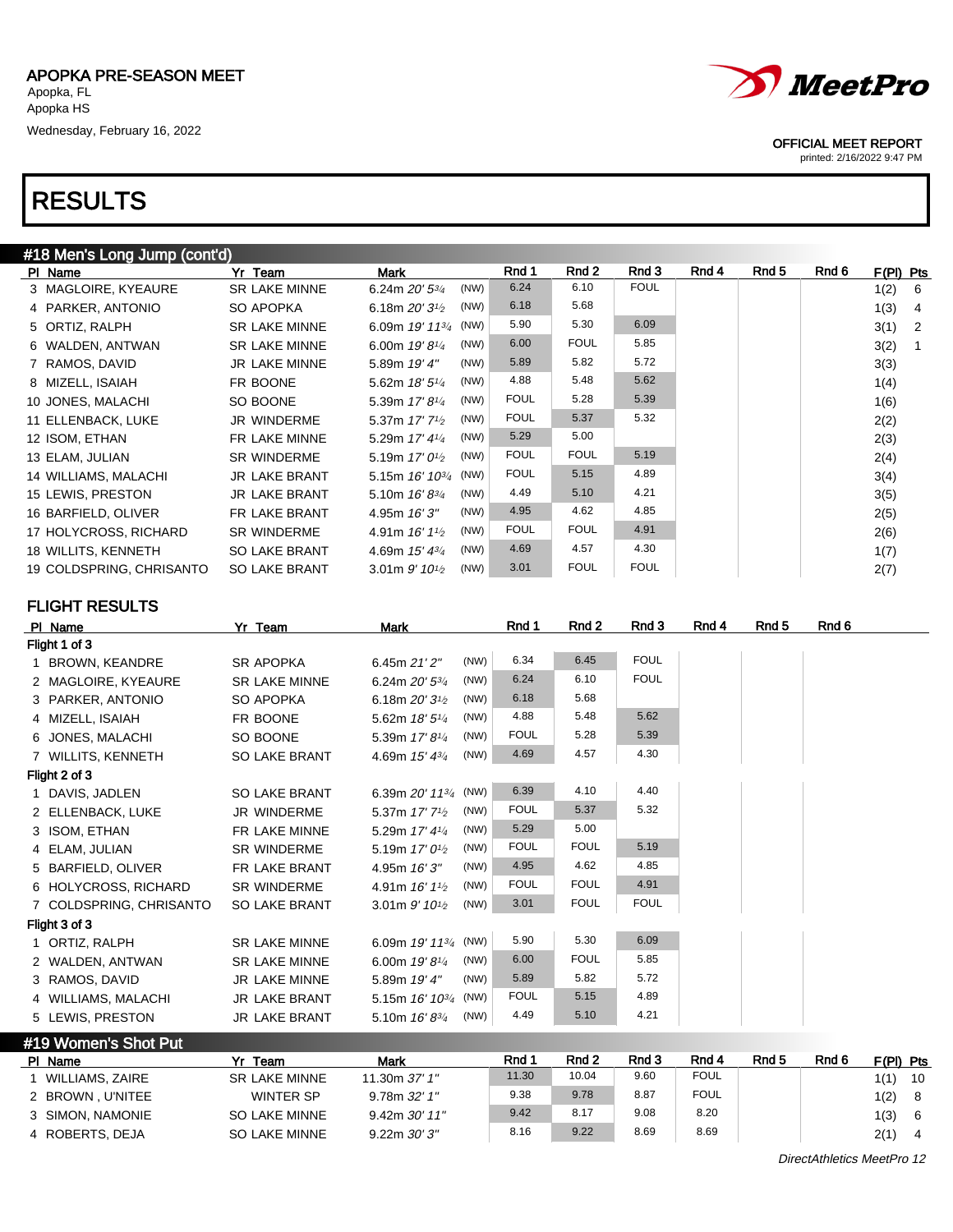APOPKA PRE-SEASON MEET
Apopka, FL
Apopka HS
Wednesday, February 16, 2022

OFFICIAL MEET REPORT
printed: 2/16/2022 9:47 PM

# RESULTS

## #18 Men's Long Jump (cont'd)

| Pl | Name | Yr | Team | Mark | | Rnd 1 | Rnd 2 | Rnd 3 | Rnd 4 | Rnd 5 | Rnd 6 | F(Pl) | Pts |
|---|---|---|---|---|---|---|---|---|---|---|---|---|---|
| 3 | MAGLOIRE, KYEAURE | SR | LAKE MINNE | 6.24m *20' 5¾* | (NW) | 6.24 | 6.10 | FOUL | | | | 1(2) | 6 |
| 4 | PARKER, ANTONIO | SO | APOPKA | 6.18m *20' 3½* | (NW) | 6.18 | 5.68 | | | | | 1(3) | 4 |
| 5 | ORTIZ, RALPH | SR | LAKE MINNE | 6.09m *19' 11¾* | (NW) | 5.90 | 5.30 | 6.09 | | | | 3(1) | 2 |
| 6 | WALDEN, ANTWAN | SR | LAKE MINNE | 6.00m *19' 8¼* | (NW) | 6.00 | FOUL | 5.85 | | | | 3(2) | 1 |
| 7 | RAMOS, DAVID | JR | LAKE MINNE | 5.89m *19' 4"* | (NW) | 5.89 | 5.82 | 5.72 | | | | 3(3) | |
| 8 | MIZELL, ISAIAH | FR | BOONE | 5.62m *18' 5¼* | (NW) | 4.88 | 5.48 | 5.62 | | | | 1(4) | |
| 10 | JONES, MALACHI | SO | BOONE | 5.39m *17' 8¼* | (NW) | FOUL | 5.28 | 5.39 | | | | 1(6) | |
| 11 | ELLENBACK, LUKE | JR | WINDERME | 5.37m *17' 7½* | (NW) | FOUL | 5.37 | 5.32 | | | | 2(2) | |
| 12 | ISOM, ETHAN | FR | LAKE MINNE | 5.29m *17' 4¼* | (NW) | 5.29 | 5.00 | | | | | 2(3) | |
| 13 | ELAM, JULIAN | SR | WINDERME | 5.19m *17' 0½* | (NW) | FOUL | FOUL | 5.19 | | | | 2(4) | |
| 14 | WILLIAMS, MALACHI | JR | LAKE BRANT | 5.15m *16' 10¾* | (NW) | FOUL | 5.15 | 4.89 | | | | 3(4) | |
| 15 | LEWIS, PRESTON | JR | LAKE BRANT | 5.10m *16' 8¾* | (NW) | 4.49 | 5.10 | 4.21 | | | | 3(5) | |
| 16 | BARFIELD, OLIVER | FR | LAKE BRANT | 4.95m *16' 3"* | (NW) | 4.95 | 4.62 | 4.85 | | | | 2(5) | |
| 17 | HOLYCROSS, RICHARD | SR | WINDERME | 4.91m *16' 1½* | (NW) | FOUL | FOUL | 4.91 | | | | 2(6) | |
| 18 | WILLITS, KENNETH | SO | LAKE BRANT | 4.69m *15' 4¾* | (NW) | 4.69 | 4.57 | 4.30 | | | | 1(7) | |
| 19 | COLDSPRING, CHRISANTO | SO | LAKE BRANT | 3.01m *9' 10½* | (NW) | 3.01 | FOUL | FOUL | | | | 2(7) | |

### FLIGHT RESULTS

| Pl | Name | Yr | Team | Mark | | Rnd 1 | Rnd 2 | Rnd 3 | Rnd 4 | Rnd 5 | Rnd 6 |
|---|---|---|---|---|---|---|---|---|---|---|---|
| **Flight 1 of 3** | | | | | | | | | | | |
| 1 | BROWN, KEANDRE | SR | APOPKA | 6.45m *21' 2"* | (NW) | 6.34 | 6.45 | FOUL | | | |
| 2 | MAGLOIRE, KYEAURE | SR | LAKE MINNE | 6.24m *20' 5¾* | (NW) | 6.24 | 6.10 | FOUL | | | |
| 3 | PARKER, ANTONIO | SO | APOPKA | 6.18m *20' 3½* | (NW) | 6.18 | 5.68 | | | | |
| 4 | MIZELL, ISAIAH | FR | BOONE | 5.62m *18' 5¼* | (NW) | 4.88 | 5.48 | 5.62 | | | |
| 6 | JONES, MALACHI | SO | BOONE | 5.39m *17' 8¼* | (NW) | FOUL | 5.28 | 5.39 | | | |
| 7 | WILLITS, KENNETH | SO | LAKE BRANT | 4.69m *15' 4¾* | (NW) | 4.69 | 4.57 | 4.30 | | | |
| **Flight 2 of 3** | | | | | | | | | | | |
| 1 | DAVIS, JADLEN | SO | LAKE BRANT | 6.39m *20' 11¾* | (NW) | 6.39 | 4.10 | 4.40 | | | |
| 2 | ELLENBACK, LUKE | JR | WINDERME | 5.37m *17' 7½* | (NW) | FOUL | 5.37 | 5.32 | | | |
| 3 | ISOM, ETHAN | FR | LAKE MINNE | 5.29m *17' 4¼* | (NW) | 5.29 | 5.00 | | | | |
| 4 | ELAM, JULIAN | SR | WINDERME | 5.19m *17' 0½* | (NW) | FOUL | FOUL | 5.19 | | | |
| 5 | BARFIELD, OLIVER | FR | LAKE BRANT | 4.95m *16' 3"* | (NW) | 4.95 | 4.62 | 4.85 | | | |
| 6 | HOLYCROSS, RICHARD | SR | WINDERME | 4.91m *16' 1½* | (NW) | FOUL | FOUL | 4.91 | | | |
| 7 | COLDSPRING, CHRISANTO | SO | LAKE BRANT | 3.01m *9' 10½* | (NW) | 3.01 | FOUL | FOUL | | | |
| **Flight 3 of 3** | | | | | | | | | | | |
| 1 | ORTIZ, RALPH | SR | LAKE MINNE | 6.09m *19' 11¾* | (NW) | 5.90 | 5.30 | 6.09 | | | |
| 2 | WALDEN, ANTWAN | SR | LAKE MINNE | 6.00m *19' 8¼* | (NW) | 6.00 | FOUL | 5.85 | | | |
| 3 | RAMOS, DAVID | JR | LAKE MINNE | 5.89m *19' 4"* | (NW) | 5.89 | 5.82 | 5.72 | | | |
| 4 | WILLIAMS, MALACHI | JR | LAKE BRANT | 5.15m *16' 10¾* | (NW) | FOUL | 5.15 | 4.89 | | | |
| 5 | LEWIS, PRESTON | JR | LAKE BRANT | 5.10m *16' 8¾* | (NW) | 4.49 | 5.10 | 4.21 | | | |

## #19 Women's Shot Put

| Pl | Name | Yr | Team | Mark | Rnd 1 | Rnd 2 | Rnd 3 | Rnd 4 | Rnd 5 | Rnd 6 | F(Pl) | Pts |
|---|---|---|---|---|---|---|---|---|---|---|---|---|
| 1 | WILLIAMS, ZAIRE | SR | LAKE MINNE | 11.30m *37' 1"* | 11.30 | 10.04 | 9.60 | FOUL | | | 1(1) | 10 |
| 2 | BROWN , U'NITEE | | WINTER SP | 9.78m *32' 1"* | 9.38 | 9.78 | 8.87 | FOUL | | | 1(2) | 8 |
| 3 | SIMON, NAMONIE | SO | LAKE MINNE | 9.42m *30' 11"* | 9.42 | 8.17 | 9.08 | 8.20 | | | 1(3) | 6 |
| 4 | ROBERTS, DEJA | SO | LAKE MINNE | 9.22m *30' 3"* | 8.16 | 9.22 | 8.69 | 8.69 | | | 2(1) | 4 |

*DirectAthletics MeetPro 12*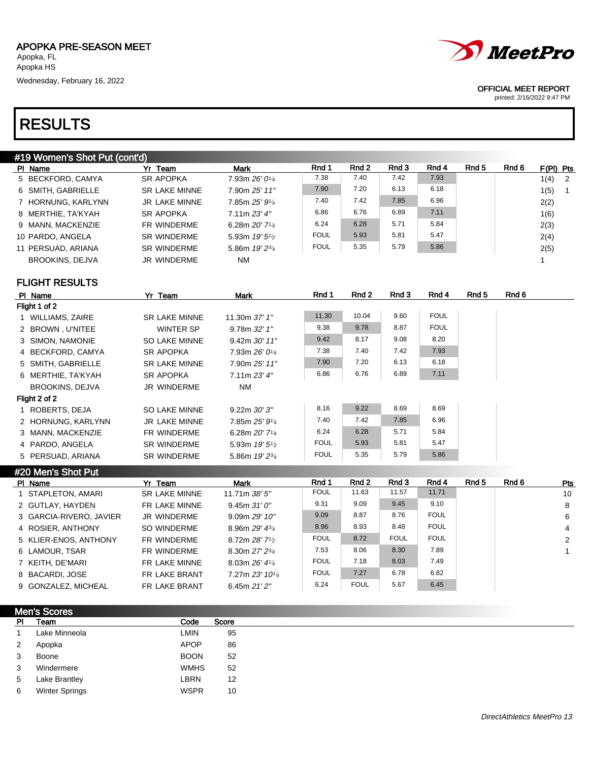APOPKA PRE-SEASON MEET
Apopka, FL
Apopka HS
Wednesday, February 16, 2022

OFFICIAL MEET REPORT
printed: 2/16/2022 9:47 PM

# RESULTS

## #19 Women's Shot Put (cont'd)

| Pl | Name | Yr | Team | Mark | Rnd 1 | Rnd 2 | Rnd 3 | Rnd 4 | Rnd 5 | Rnd 6 | F(Pl) | Pts |
|---|---|---|---|---|---|---|---|---|---|---|---|---|
| 5 | BECKFORD, CAMYA | SR | APOPKA | 7.93m 26' 0¼ | 7.38 | 7.40 | 7.42 | 7.93 | | | 1(4) | 2 |
| 6 | SMITH, GABRIELLE | SR | LAKE MINNE | 7.90m 25' 11" | 7.90 | 7.20 | 6.13 | 6.18 | | | 1(5) | 1 |
| 7 | HORNUNG, KARLYNN | JR | LAKE MINNE | 7.85m 25' 9¼ | 7.40 | 7.42 | 7.85 | 6.96 | | | 2(2) | |
| 8 | MERTHIE, TA'KYAH | SR | APOPKA | 7.11m 23' 4" | 6.86 | 6.76 | 6.89 | 7.11 | | | 1(6) | |
| 9 | MANN, MACKENZIE | FR | WINDERME | 6.28m 20' 7¼ | 6.24 | 6.28 | 5.71 | 5.84 | | | 2(3) | |
| 10 | PARDO, ANGELA | SR | WINDERME | 5.93m 19' 5½ | FOUL | 5.93 | 5.81 | 5.47 | | | 2(4) | |
| 11 | PERSUAD, ARIANA | SR | WINDERME | 5.86m 19' 2¾ | FOUL | 5.35 | 5.79 | 5.86 | | | 2(5) | |
| | BROOKINS, DEJVA | JR | WINDERME | NM | | | | | | | 1 | |

### FLIGHT RESULTS

| Pl | Name | Yr | Team | Mark | Rnd 1 | Rnd 2 | Rnd 3 | Rnd 4 | Rnd 5 | Rnd 6 |
|---|---|---|---|---|---|---|---|---|---|---|
| Flight 1 of 2 | | | | | | | | | | |
| 1 | WILLIAMS, ZAIRE | SR | LAKE MINNE | 11.30m 37' 1" | 11.30 | 10.04 | 9.60 | FOUL | | |
| 2 | BROWN , U'NITEE | | WINTER SP | 9.78m 32' 1" | 9.38 | 9.78 | 8.87 | FOUL | | |
| 3 | SIMON, NAMONIE | SO | LAKE MINNE | 9.42m 30' 11" | 9.42 | 8.17 | 9.08 | 8.20 | | |
| 4 | BECKFORD, CAMYA | SR | APOPKA | 7.93m 26' 0¼ | 7.38 | 7.40 | 7.42 | 7.93 | | |
| 5 | SMITH, GABRIELLE | SR | LAKE MINNE | 7.90m 25' 11" | 7.90 | 7.20 | 6.13 | 6.18 | | |
| 6 | MERTHIE, TA'KYAH | SR | APOPKA | 7.11m 23' 4" | 6.86 | 6.76 | 6.89 | 7.11 | | |
| | BROOKINS, DEJVA | JR | WINDERME | NM | | | | | | |
| Flight 2 of 2 | | | | | | | | | | |
| 1 | ROBERTS, DEJA | SO | LAKE MINNE | 9.22m 30' 3" | 8.16 | 9.22 | 8.69 | 8.69 | | |
| 2 | HORNUNG, KARLYNN | JR | LAKE MINNE | 7.85m 25' 9¼ | 7.40 | 7.42 | 7.85 | 6.96 | | |
| 3 | MANN, MACKENZIE | FR | WINDERME | 6.28m 20' 7¼ | 6.24 | 6.28 | 5.71 | 5.84 | | |
| 4 | PARDO, ANGELA | SR | WINDERME | 5.93m 19' 5½ | FOUL | 5.93 | 5.81 | 5.47 | | |
| 5 | PERSUAD, ARIANA | SR | WINDERME | 5.86m 19' 2¾ | FOUL | 5.35 | 5.79 | 5.86 | | |

## #20 Men's Shot Put

| Pl | Name | Yr | Team | Mark | Rnd 1 | Rnd 2 | Rnd 3 | Rnd 4 | Rnd 5 | Rnd 6 | Pts |
|---|---|---|---|---|---|---|---|---|---|---|---|
| 1 | STAPLETON, AMARI | SR | LAKE MINNE | 11.71m 38' 5" | FOUL | 11.63 | 11.57 | 11.71 | | | 10 |
| 2 | GUTLAY, HAYDEN | FR | LAKE MINNE | 9.45m 31' 0" | 9.31 | 9.09 | 9.45 | 9.10 | | | 8 |
| 3 | GARCIA-RIVERO, JAVIER | JR | WINDERME | 9.09m 29' 10" | 9.09 | 8.87 | 8.76 | FOUL | | | 6 |
| 4 | ROSIER, ANTHONY | SO | WINDERME | 8.96m 29' 4¾ | 8.96 | 8.93 | 8.48 | FOUL | | | 4 |
| 5 | KLIER-ENOS, ANTHONY | FR | WINDERME | 8.72m 28' 7½ | FOUL | 8.72 | FOUL | FOUL | | | 2 |
| 6 | LAMOUR, TSAR | FR | WINDERME | 8.30m 27' 2¾ | 7.53 | 8.06 | 8.30 | 7.89 | | | 1 |
| 7 | KEITH, DE'MARI | FR | LAKE MINNE | 8.03m 26' 4¼ | FOUL | 7.18 | 8.03 | 7.49 | | | |
| 8 | BACARDI, JOSE | FR | LAKE BRANT | 7.27m 23' 10¼ | FOUL | 7.27 | 6.78 | 6.82 | | | |
| 9 | GONZALEZ, MICHEAL | FR | LAKE BRANT | 6.45m 21' 2" | 6.24 | FOUL | 5.67 | 6.45 | | | |

## Men's Scores

| Pl | Team | Code | Score |
|---|---|---|---|
| 1 | Lake Minneola | LMIN | 95 |
| 2 | Apopka | APOP | 86 |
| 3 | Boone | BOON | 52 |
| 3 | Windermere | WMHS | 52 |
| 5 | Lake Brantley | LBRN | 12 |
| 6 | Winter Springs | WSPR | 10 |

DirectAthletics MeetPro 13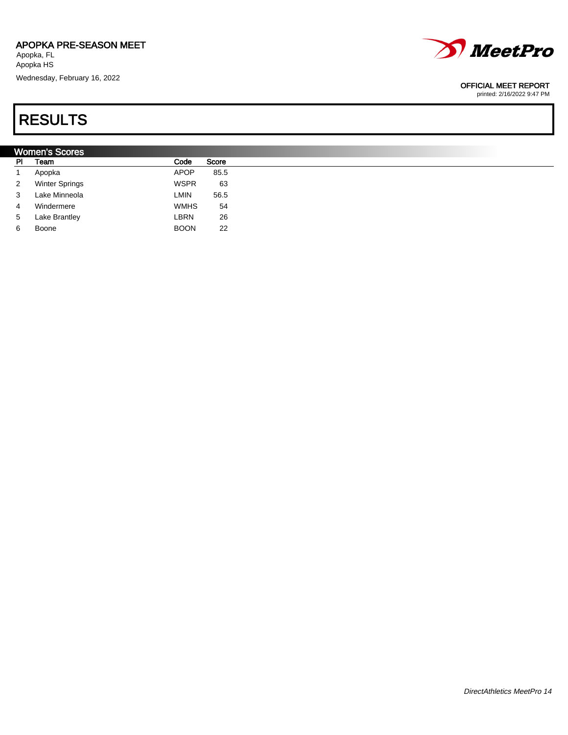APOPKA PRE-SEASON MEET
Apopka, FL
Apopka HS
Wednesday, February 16, 2022

OFFICIAL MEET REPORT
printed: 2/16/2022 9:47 PM

# RESULTS

## Women's Scores

| Pl | Team | Code | Score |
|---|---|---|---|
| 1 | Apopka | APOP | 85.5 |
| 2 | Winter Springs | WSPR | 63 |
| 3 | Lake Minneola | LMIN | 56.5 |
| 4 | Windermere | WMHS | 54 |
| 5 | Lake Brantley | LBRN | 26 |
| 6 | Boone | BOON | 22 |